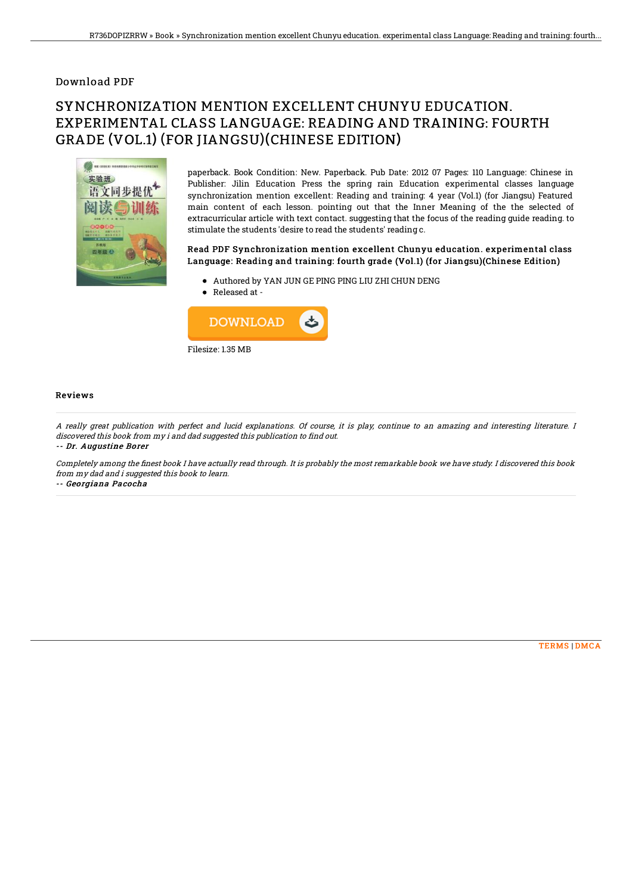Download PDF

# SYNCHRONIZATION MENTION EXCELLENT CHUNYU EDUCATION. EXPERIMENTAL CLASS LANGUAGE: READING AND TRAINING: FOURTH GRADE (VOL.1) (FOR JIANGSU)(CHINESE EDITION)

paperback. Book Condition: New. Paperback. Pub Date: 2012 07 Pages: 110 Language: Chinese in Publisher: Jilin Education Press the spring rain Education experimental classes language synchronization mention excellent: Reading and training: 4 year (Vol.1) (for Jiangsu) Featured main content of each lesson. pointing out that the Inner Meaning of the the selected of extracurricular article with text contact. suggesting that the focus of the reading guide reading. to stimulate the students 'desire to read the students' reading c.

### Read PDF Synchronization mention excellent Chunyu education. experimental class Language: Reading and training: fourth grade (Vol.1) (for Jiangsu)(Chinese Edition)

- Authored by YAN JUN GE PING PING LIU ZHI CHUN DENG
- Released at -

DOWNLOAD

Filesize: 1.35 MB

## Reviews

*A really great publication with perfect and lucid explanations. Of course, it is play, continue to an amazing and interesting literature. I discovered this book from my i and dad suggested this publication to find out.*

*-- Dr. Augustine Borer*

*Completely among the finest book I have actually read through. It is probably the most remarkable book we have study. I discovered this book from my dad and i suggested this book to learn.*

*-- Georgiana Pacocha*

TERMS | DMCA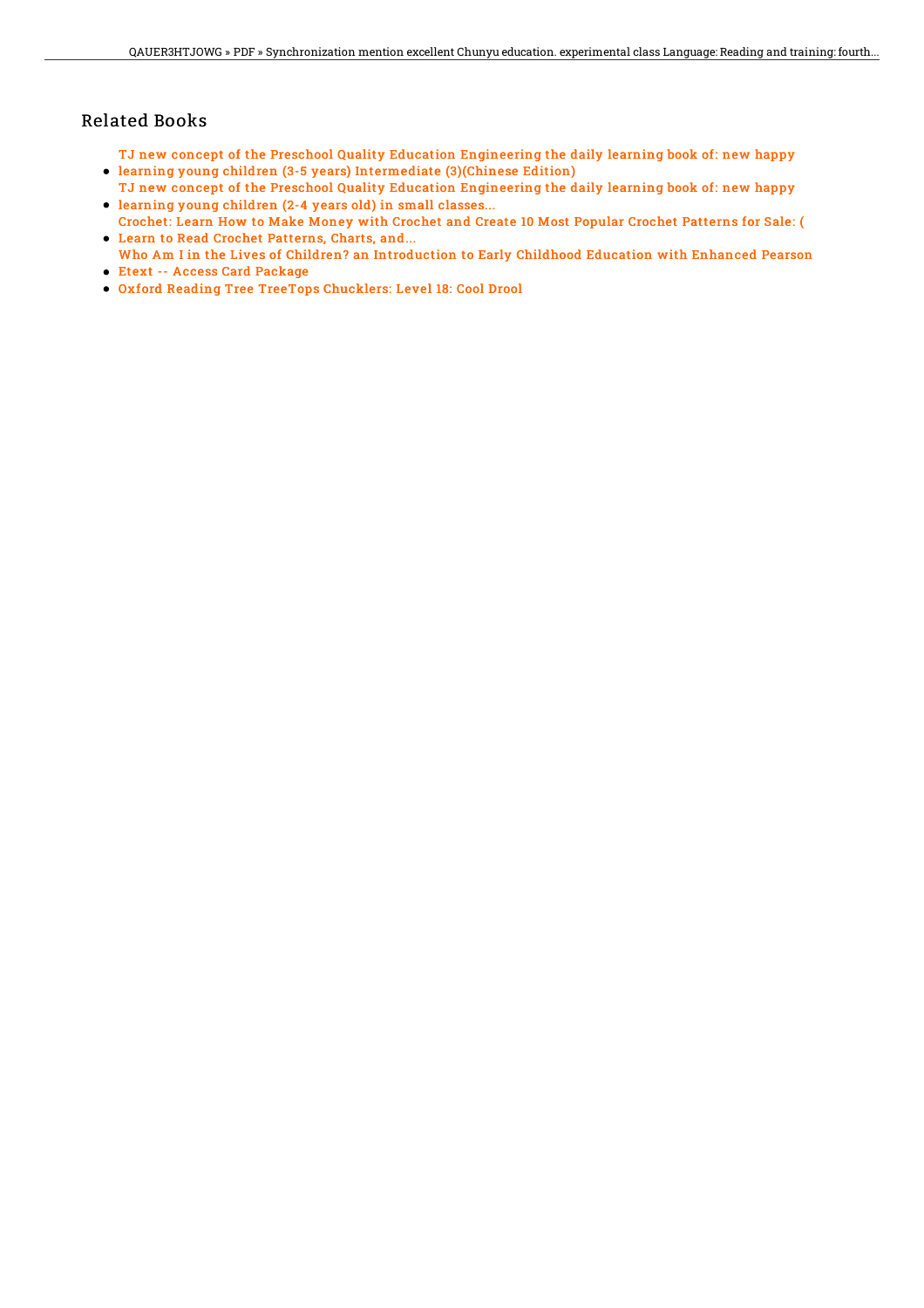## Related Books

- TJ new concept of the Preschool Quality Education Engineering the daily learning book of: new happy learning young children (3-5 years) Intermediate (3)(Chinese Edition)
- TJ new concept of the Preschool Quality Education Engineering the daily learning book of: new happy learning young children (2-4 years old) in small classes...
- Crochet: Learn How to Make Money with Crochet and Create 10 Most Popular Crochet Patterns for Sale: ( Learn to Read Crochet Patterns, Charts, and...
- Who Am I in the Lives of Children? an Introduction to Early Childhood Education with Enhanced Pearson Etext -- Access Card Package
- Oxford Reading Tree TreeTops Chucklers: Level 18: Cool Drool